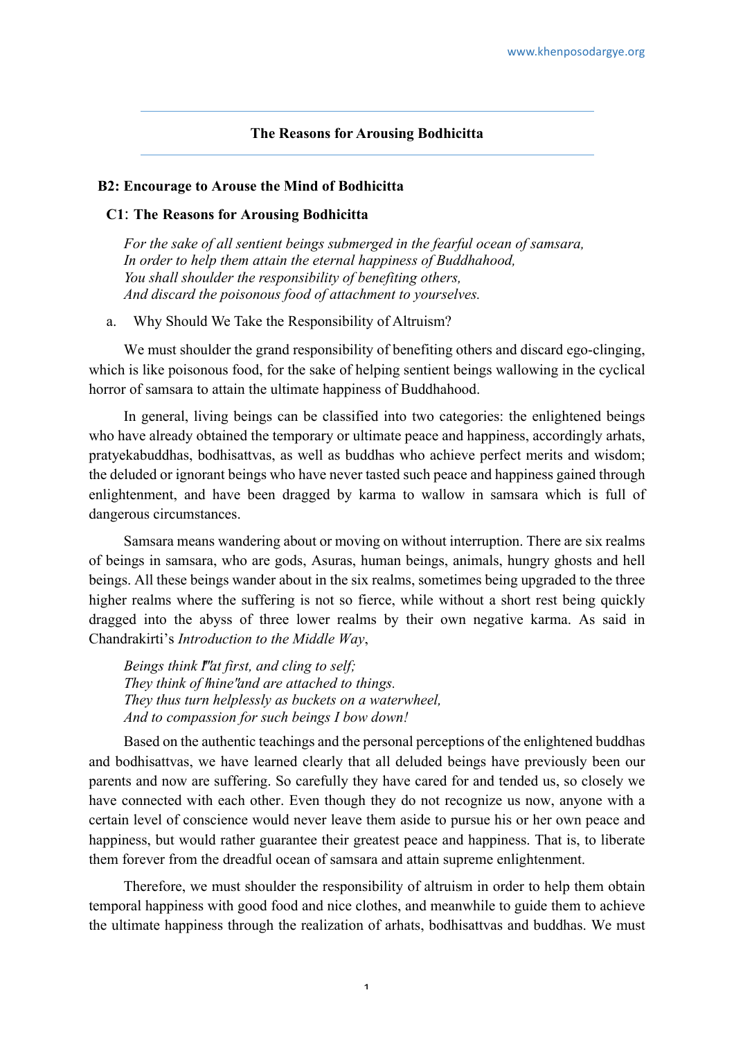## The Reasons for Arousing Bodhicitta

### B2: Encourage to Arouse the Mind of Bodhicitta

#### C1: The Reasons for Arousing Bodhicitta

*For the sake of all sentient beings submerged in the fearful ocean of samsara,*
*In order to help them attain the eternal happiness of Buddhahood,*
*You shall shoulder the responsibility of benefiting others,*
*And discard the poisonous food of attachment to yourselves.*

a. Why Should We Take the Responsibility of Altruism?

We must shoulder the grand responsibility of benefiting others and discard ego-clinging, which is like poisonous food, for the sake of helping sentient beings wallowing in the cyclical horror of samsara to attain the ultimate happiness of Buddhahood.

In general, living beings can be classified into two categories: the enlightened beings who have already obtained the temporary or ultimate peace and happiness, accordingly arhats, pratyekabuddhas, bodhisattvas, as well as buddhas who achieve perfect merits and wisdom; the deluded or ignorant beings who have never tasted such peace and happiness gained through enlightenment, and have been dragged by karma to wallow in samsara which is full of dangerous circumstances.

Samsara means wandering about or moving on without interruption. There are six realms of beings in samsara, who are gods, Asuras, human beings, animals, hungry ghosts and hell beings. All these beings wander about in the six realms, sometimes being upgraded to the three higher realms where the suffering is not so fierce, while without a short rest being quickly dragged into the abyss of three lower realms by their own negative karma. As said in Chandrakirti's *Introduction to the Middle Way*,

*Beings think "I" at first, and cling to self;*
*They think of "mine" and are attached to things.*
*They thus turn helplessly as buckets on a waterwheel,*
*And to compassion for such beings I bow down!*

Based on the authentic teachings and the personal perceptions of the enlightened buddhas and bodhisattvas, we have learned clearly that all deluded beings have previously been our parents and now are suffering. So carefully they have cared for and tended us, so closely we have connected with each other. Even though they do not recognize us now, anyone with a certain level of conscience would never leave them aside to pursue his or her own peace and happiness, but would rather guarantee their greatest peace and happiness. That is, to liberate them forever from the dreadful ocean of samsara and attain supreme enlightenment.

Therefore, we must shoulder the responsibility of altruism in order to help them obtain temporal happiness with good food and nice clothes, and meanwhile to guide them to achieve the ultimate happiness through the realization of arhats, bodhisattvas and buddhas. We must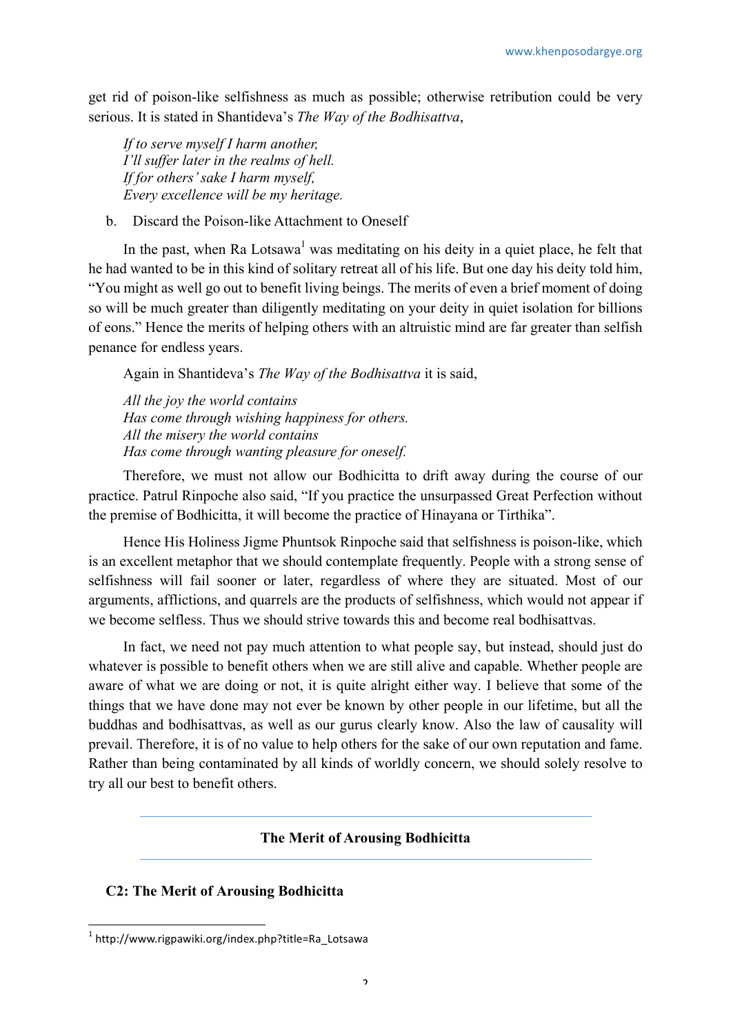get rid of poison-like selfishness as much as possible; otherwise retribution could be very serious. It is stated in Shantideva's *The Way of the Bodhisattva*,

> *If to serve myself I harm another,*
> *I'll suffer later in the realms of hell.*
> *If for others' sake I harm myself,*
> *Every excellence will be my heritage.*

b. Discard the Poison-like Attachment to Oneself

In the past, when Ra Lotsawa[1] was meditating on his deity in a quiet place, he felt that he had wanted to be in this kind of solitary retreat all of his life. But one day his deity told him, "You might as well go out to benefit living beings. The merits of even a brief moment of doing so will be much greater than diligently meditating on your deity in quiet isolation for billions of eons." Hence the merits of helping others with an altruistic mind are far greater than selfish penance for endless years.

Again in Shantideva's *The Way of the Bodhisattva* it is said,

> *All the joy the world contains*
> *Has come through wishing happiness for others.*
> *All the misery the world contains*
> *Has come through wanting pleasure for oneself.*

Therefore, we must not allow our Bodhicitta to drift away during the course of our practice. Patrul Rinpoche also said, "If you practice the unsurpassed Great Perfection without the premise of Bodhicitta, it will become the practice of Hinayana or Tirthika".

Hence His Holiness Jigme Phuntsok Rinpoche said that selfishness is poison-like, which is an excellent metaphor that we should contemplate frequently. People with a strong sense of selfishness will fail sooner or later, regardless of where they are situated. Most of our arguments, afflictions, and quarrels are the products of selfishness, which would not appear if we become selfless. Thus we should strive towards this and become real bodhisattvas.

In fact, we need not pay much attention to what people say, but instead, should just do whatever is possible to benefit others when we are still alive and capable. Whether people are aware of what we are doing or not, it is quite alright either way. I believe that some of the things that we have done may not ever be known by other people in our lifetime, but all the buddhas and bodhisattvas, as well as our gurus clearly know. Also the law of causality will prevail. Therefore, it is of no value to help others for the sake of our own reputation and fame. Rather than being contaminated by all kinds of worldly concern, we should solely resolve to try all our best to benefit others.

---

**The Merit of Arousing Bodhicitta**

---

### C2: The Merit of Arousing Bodhicitta

[1] http://www.rigpawiki.org/index.php?title=Ra_Lotsawa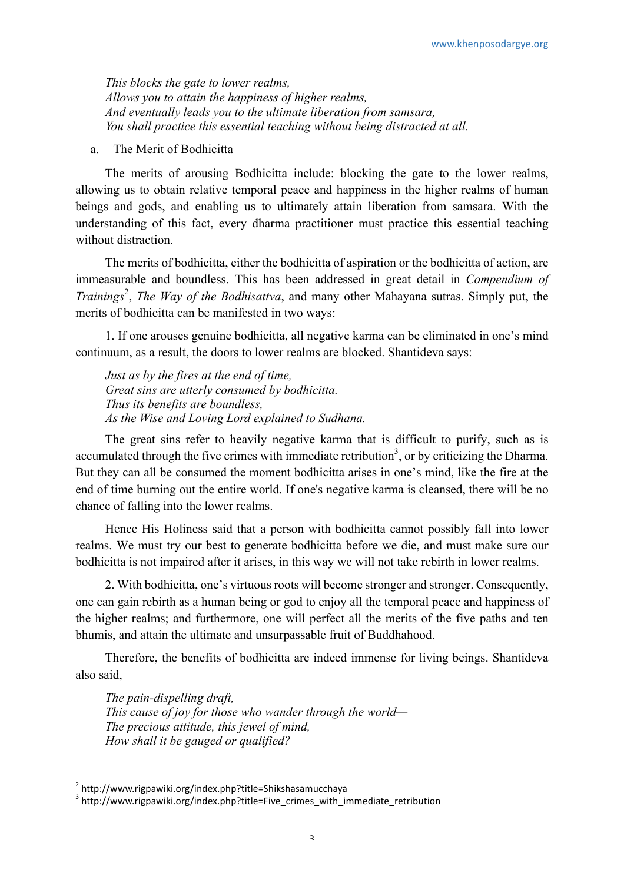*This blocks the gate to lower realms,*
*Allows you to attain the happiness of higher realms,*
*And eventually leads you to the ultimate liberation from samsara,*
*You shall practice this essential teaching without being distracted at all.*

a. The Merit of Bodhicitta

The merits of arousing Bodhicitta include: blocking the gate to the lower realms, allowing us to obtain relative temporal peace and happiness in the higher realms of human beings and gods, and enabling us to ultimately attain liberation from samsara. With the understanding of this fact, every dharma practitioner must practice this essential teaching without distraction.

The merits of bodhicitta, either the bodhicitta of aspiration or the bodhicitta of action, are immeasurable and boundless. This has been addressed in great detail in *Compendium of Trainings*[2], *The Way of the Bodhisattva*, and many other Mahayana sutras. Simply put, the merits of bodhicitta can be manifested in two ways:

1. If one arouses genuine bodhicitta, all negative karma can be eliminated in one's mind continuum, as a result, the doors to lower realms are blocked. Shantideva says:

*Just as by the fires at the end of time,*
*Great sins are utterly consumed by bodhicitta.*
*Thus its benefits are boundless,*
*As the Wise and Loving Lord explained to Sudhana.*

The great sins refer to heavily negative karma that is difficult to purify, such as is accumulated through the five crimes with immediate retribution[3], or by criticizing the Dharma. But they can all be consumed the moment bodhicitta arises in one's mind, like the fire at the end of time burning out the entire world. If one's negative karma is cleansed, there will be no chance of falling into the lower realms.

Hence His Holiness said that a person with bodhicitta cannot possibly fall into lower realms. We must try our best to generate bodhicitta before we die, and must make sure our bodhicitta is not impaired after it arises, in this way we will not take rebirth in lower realms.

2. With bodhicitta, one's virtuous roots will become stronger and stronger. Consequently, one can gain rebirth as a human being or god to enjoy all the temporal peace and happiness of the higher realms; and furthermore, one will perfect all the merits of the five paths and ten bhumis, and attain the ultimate and unsurpassable fruit of Buddhahood.

Therefore, the benefits of bodhicitta are indeed immense for living beings. Shantideva also said,

*The pain-dispelling draft,*
*This cause of joy for those who wander through the world—*
*The precious attitude, this jewel of mind,*
*How shall it be gauged or qualified?*

---

[2] http://www.rigpawiki.org/index.php?title=Shikshasamucchaya

[3] http://www.rigpawiki.org/index.php?title=Five_crimes_with_immediate_retribution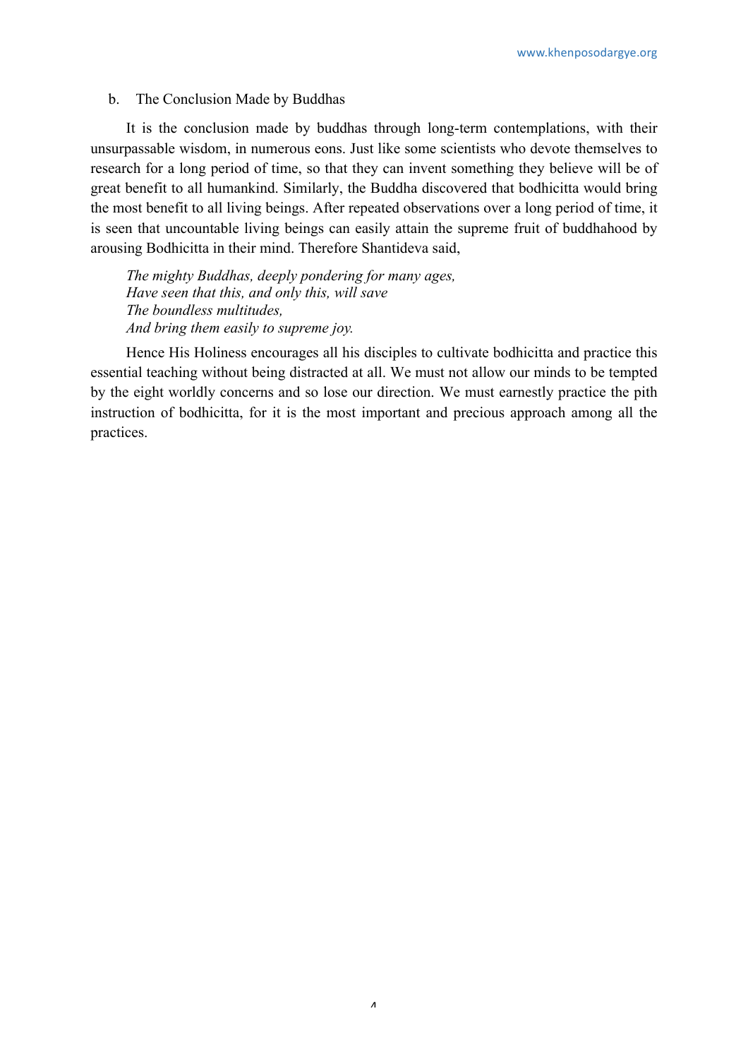b. The Conclusion Made by Buddhas

It is the conclusion made by buddhas through long-term contemplations, with their unsurpassable wisdom, in numerous eons. Just like some scientists who devote themselves to research for a long period of time, so that they can invent something they believe will be of great benefit to all humankind. Similarly, the Buddha discovered that bodhicitta would bring the most benefit to all living beings. After repeated observations over a long period of time, it is seen that uncountable living beings can easily attain the supreme fruit of buddhahood by arousing Bodhicitta in their mind. Therefore Shantideva said,

> *The mighty Buddhas, deeply pondering for many ages,*
> *Have seen that this, and only this, will save*
> *The boundless multitudes,*
> *And bring them easily to supreme joy.*

Hence His Holiness encourages all his disciples to cultivate bodhicitta and practice this essential teaching without being distracted at all. We must not allow our minds to be tempted by the eight worldly concerns and so lose our direction. We must earnestly practice the pith instruction of bodhicitta, for it is the most important and precious approach among all the practices.